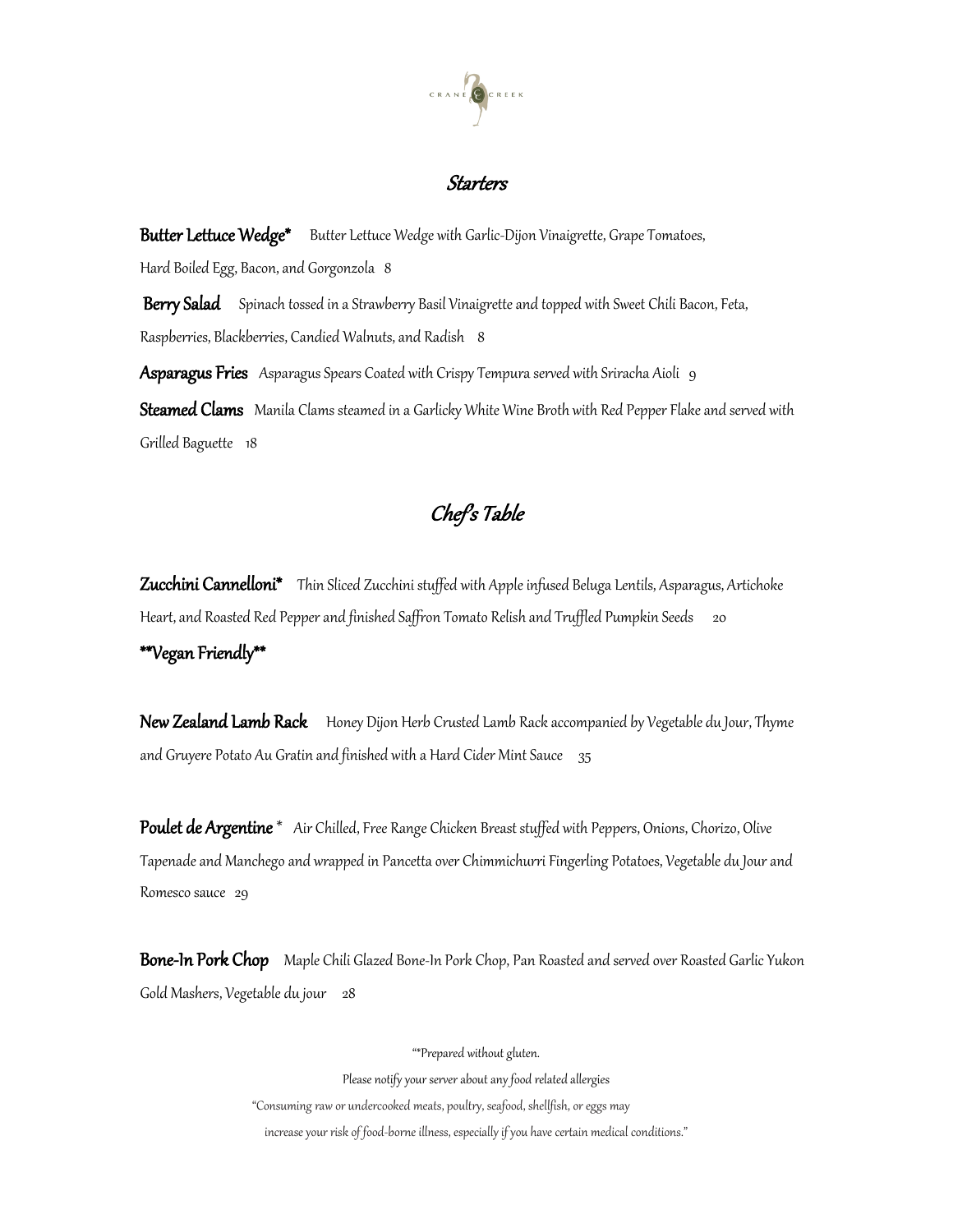CRANE CREEK

## *Starters*

**Butter Lettuce Wedge*** Butter Lettuce Wedge with Garlic-Dijon Vinaigrette, Grape Tomatoes, Hard Boiled Egg, Bacon, and Gorgonzola 8

**Berry Salad** Spinach tossed in a Strawberry Basil Vinaigrette and topped with Sweet Chili Bacon, Feta, Raspberries, Blackberries, Candied Walnuts, and Radish 8

**Asparagus Fries** Asparagus Spears Coated with Crispy Tempura served with Sriracha Aioli 9

**Steamed Clams** Manila Clams steamed in a Garlicky White Wine Broth with Red Pepper Flake and served with Grilled Baguette 18

## *Chef's Table*

**Zucchini Cannelloni*** Thin Sliced Zucchini stuffed with Apple infused Beluga Lentils, Asparagus, Artichoke Heart, and Roasted Red Pepper and finished Saffron Tomato Relish and Truffled Pumpkin Seeds 20

****Vegan Friendly****

**New Zealand Lamb Rack** Honey Dijon Herb Crusted Lamb Rack accompanied by Vegetable du Jour, Thyme and Gruyere Potato Au Gratin and finished with a Hard Cider Mint Sauce 35

**Poulet de Argentine** * Air Chilled, Free Range Chicken Breast stuffed with Peppers, Onions, Chorizo, Olive Tapenade and Manchego and wrapped in Pancetta over Chimmichurri Fingerling Potatoes, Vegetable du Jour and Romesco sauce 29

**Bone-In Pork Chop** Maple Chili Glazed Bone-In Pork Chop, Pan Roasted and served over Roasted Garlic Yukon Gold Mashers, Vegetable du jour 28

"*Prepared without gluten.

Please notify your server about any food related allergies

"Consuming raw or undercooked meats, poultry, seafood, shellfish, or eggs may increase your risk of food-borne illness, especially if you have certain medical conditions."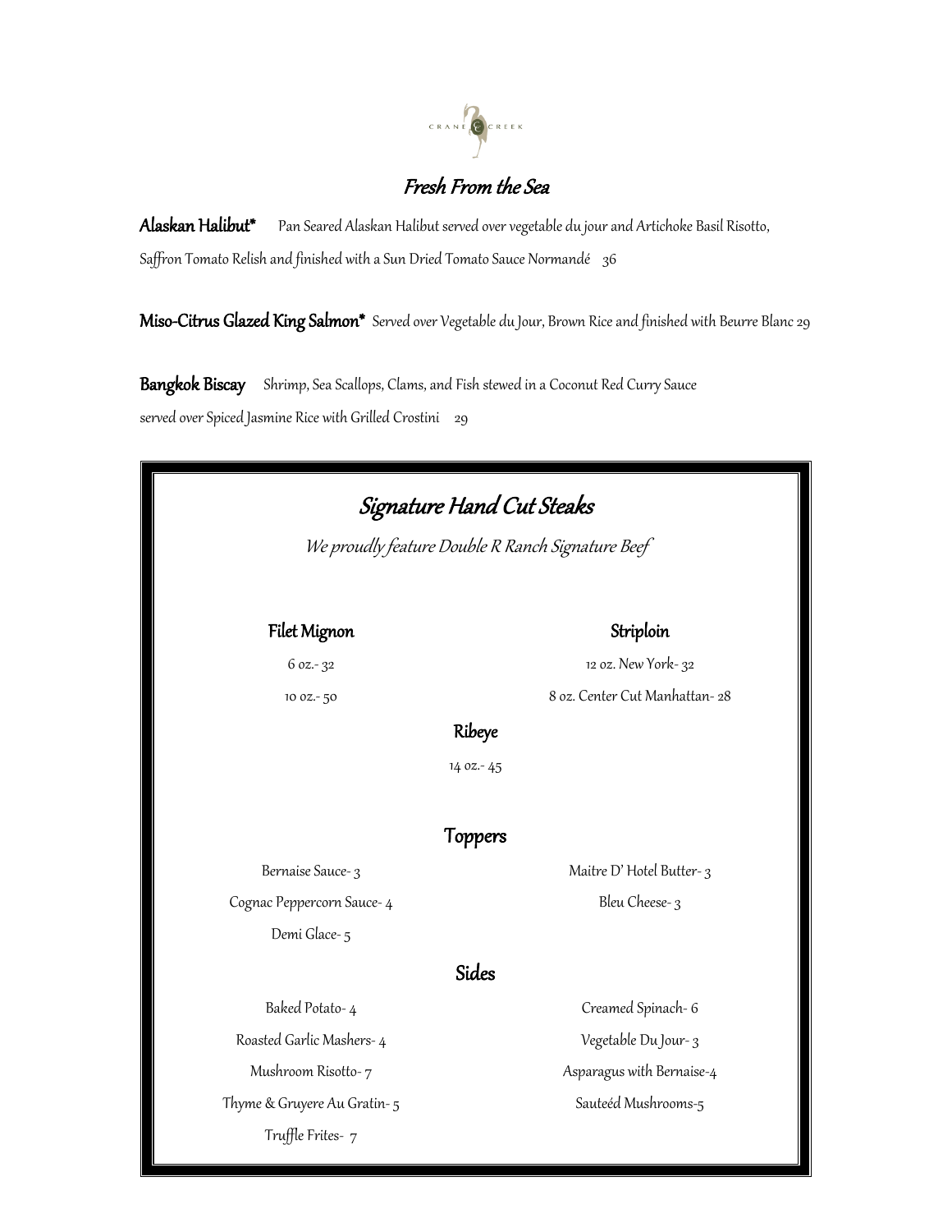CRANE CREEK

## *Fresh From the Sea*

**Alaskan Halibut*** Pan Seared Alaskan Halibut served over vegetable du jour and Artichoke Basil Risotto, Saffron Tomato Relish and finished with a Sun Dried Tomato Sauce Normandé 36

**Miso-Citrus Glazed King Salmon*** *Served over Vegetable du Jour, Brown Rice and finished with Beurre Blanc* 29

**Bangkok Biscay** Shrimp, Sea Scallops, Clams, and Fish stewed in a Coconut Red Curry Sauce served over Spiced Jasmine Rice with Grilled Crostini 29

## *Signature Hand Cut Steaks*

*We proudly feature Double R Ranch Signature Beef*

### Filet Mignon

6 oz.- 32

10 oz.- 50

### Striploin

12 oz. New York- 32

8 oz. Center Cut Manhattan- 28

### Ribeye

14 oz.- 45

### Toppers

Bernaise Sauce- 3

Cognac Peppercorn Sauce- 4

Demi Glace- 5

Maitre D' Hotel Butter- 3

Bleu Cheese- 3

### Sides

Baked Potato- 4

Roasted Garlic Mashers- 4

Mushroom Risotto- 7

Thyme & Gruyere Au Gratin- 5

Truffle Frites- 7

Creamed Spinach- 6

Vegetable Du Jour- 3

Asparagus with Bernaise-4

Sauteéd Mushrooms-5